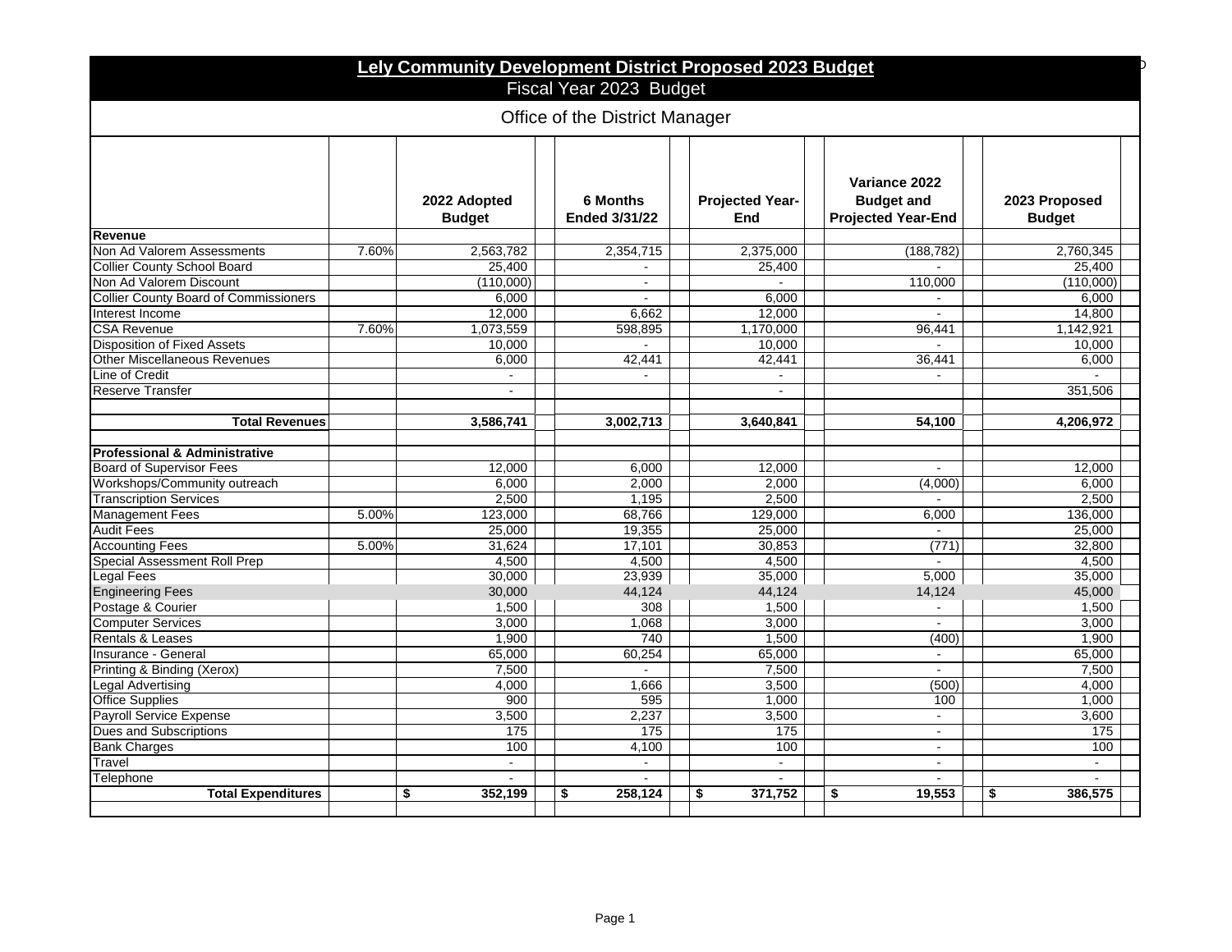# Lely Community Development District Proposed 2023 Budget

## Fiscal Year 2023 Budget

### Office of the District Manager

| | | 2022 Adopted Budget | 6 Months Ended 3/31/22 | Projected Year-End | Variance 2022 Budget and Projected Year-End | 2023 Proposed Budget |
|---|---|---|---|---|---|---|
| **Revenue** | | | | | | |
| Non Ad Valorem Assessments | 7.60% | 2,563,782 | 2,354,715 | 2,375,000 | (188,782) | 2,760,345 |
| Collier County School Board | | 25,400 | - | 25,400 | - | 25,400 |
| Non Ad Valorem Discount | | (110,000) | - | - | 110,000 | (110,000) |
| Collier County Board of Commissioners | | 6,000 | - | 6,000 | - | 6,000 |
| Interest Income | | 12,000 | 6,662 | 12,000 | - | 14,800 |
| CSA Revenue | 7.60% | 1,073,559 | 598,895 | 1,170,000 | 96,441 | 1,142,921 |
| Disposition of Fixed Assets | | 10,000 | - | 10,000 | - | 10,000 |
| Other Miscellaneous Revenues | | 6,000 | 42,441 | 42,441 | 36,441 | 6,000 |
| Line of Credit | | - | - | - | - | - |
| Reserve Transfer | | - | | - | | 351,506 |
| | | | | | | |
| **Total Revenues** | | **3,586,741** | **3,002,713** | **3,640,841** | **54,100** | **4,206,972** |
| | | | | | | |
| **Professional & Administrative** | | | | | | |
| Board of Supervisor Fees | | 12,000 | 6,000 | 12,000 | - | 12,000 |
| Workshops/Community outreach | | 6,000 | 2,000 | 2,000 | (4,000) | 6,000 |
| Transcription Services | | 2,500 | 1,195 | 2,500 | - | 2,500 |
| Management Fees | 5.00% | 123,000 | 68,766 | 129,000 | 6,000 | 136,000 |
| Audit Fees | | 25,000 | 19,355 | 25,000 | - | 25,000 |
| Accounting Fees | 5.00% | 31,624 | 17,101 | 30,853 | (771) | 32,800 |
| Special Assessment Roll Prep | | 4,500 | 4,500 | 4,500 | - | 4,500 |
| Legal Fees | | 30,000 | 23,939 | 35,000 | 5,000 | 35,000 |
| Engineering Fees | | 30,000 | 44,124 | 44,124 | 14,124 | 45,000 |
| Postage & Courier | | 1,500 | 308 | 1,500 | - | 1,500 |
| Computer Services | | 3,000 | 1,068 | 3,000 | - | 3,000 |
| Rentals & Leases | | 1,900 | 740 | 1,500 | (400) | 1,900 |
| Insurance - General | | 65,000 | 60,254 | 65,000 | - | 65,000 |
| Printing & Binding (Xerox) | | 7,500 | - | 7,500 | - | 7,500 |
| Legal Advertising | | 4,000 | 1,666 | 3,500 | (500) | 4,000 |
| Office Supplies | | 900 | 595 | 1,000 | 100 | 1,000 |
| Payroll Service Expense | | 3,500 | 2,237 | 3,500 | - | 3,600 |
| Dues and Subscriptions | | 175 | 175 | 175 | - | 175 |
| Bank Charges | | 100 | 4,100 | 100 | - | 100 |
| Travel | | - | - | - | - | - |
| Telephone | | - | - | - | - | - |
| **Total Expenditures** | | **$ 352,199** | **$ 258,124** | **$ 371,752** | **$ 19,553** | **$ 386,575** |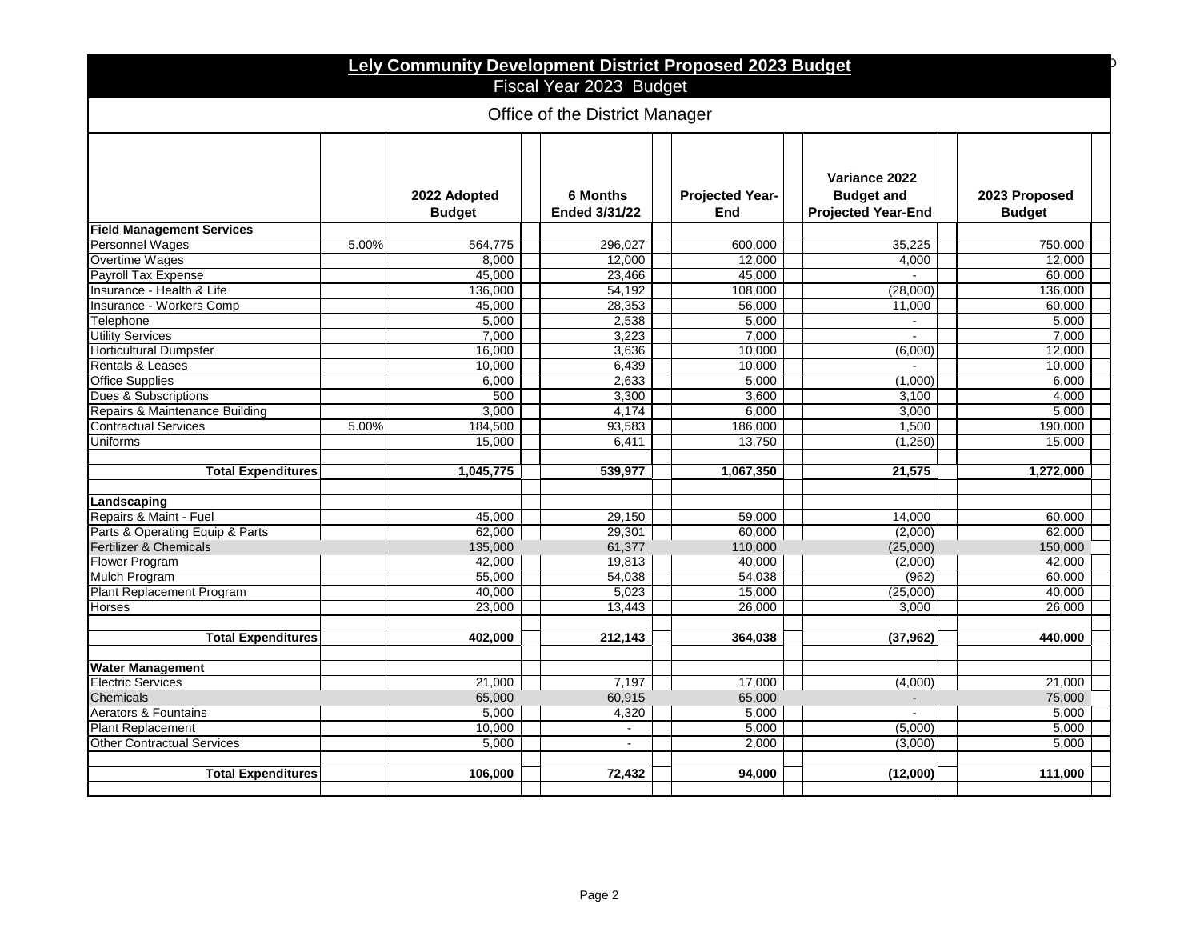# Lely Community Development District Proposed 2023 Budget

## Fiscal Year 2023 Budget

### Office of the District Manager

| | | 2022 Adopted Budget | 6 Months Ended 3/31/22 | Projected Year-End | Variance 2022 Budget and Projected Year-End | 2023 Proposed Budget |
|---|---|---|---|---|---|---|
| **Field Management Services** | | | | | | |
| Personnel Wages | 5.00% | 564,775 | 296,027 | 600,000 | 35,225 | 750,000 |
| Overtime Wages | | 8,000 | 12,000 | 12,000 | 4,000 | 12,000 |
| Payroll Tax Expense | | 45,000 | 23,466 | 45,000 | - | 60,000 |
| Insurance - Health & Life | | 136,000 | 54,192 | 108,000 | (28,000) | 136,000 |
| Insurance - Workers Comp | | 45,000 | 28,353 | 56,000 | 11,000 | 60,000 |
| Telephone | | 5,000 | 2,538 | 5,000 | - | 5,000 |
| Utility Services | | 7,000 | 3,223 | 7,000 | - | 7,000 |
| Horticultural Dumpster | | 16,000 | 3,636 | 10,000 | (6,000) | 12,000 |
| Rentals & Leases | | 10,000 | 6,439 | 10,000 | - | 10,000 |
| Office Supplies | | 6,000 | 2,633 | 5,000 | (1,000) | 6,000 |
| Dues & Subscriptions | | 500 | 3,300 | 3,600 | 3,100 | 4,000 |
| Repairs & Maintenance Building | | 3,000 | 4,174 | 6,000 | 3,000 | 5,000 |
| Contractual Services | 5.00% | 184,500 | 93,583 | 186,000 | 1,500 | 190,000 |
| Uniforms | | 15,000 | 6,411 | 13,750 | (1,250) | 15,000 |
| **Total Expenditures** | | **1,045,775** | **539,977** | **1,067,350** | **21,575** | **1,272,000** |
| **Landscaping** | | | | | | |
| Repairs & Maint - Fuel | | 45,000 | 29,150 | 59,000 | 14,000 | 60,000 |
| Parts & Operating Equip & Parts | | 62,000 | 29,301 | 60,000 | (2,000) | 62,000 |
| Fertilizer & Chemicals | | 135,000 | 61,377 | 110,000 | (25,000) | 150,000 |
| Flower Program | | 42,000 | 19,813 | 40,000 | (2,000) | 42,000 |
| Mulch Program | | 55,000 | 54,038 | 54,038 | (962) | 60,000 |
| Plant Replacement Program | | 40,000 | 5,023 | 15,000 | (25,000) | 40,000 |
| Horses | | 23,000 | 13,443 | 26,000 | 3,000 | 26,000 |
| **Total Expenditures** | | **402,000** | **212,143** | **364,038** | **(37,962)** | **440,000** |
| **Water Management** | | | | | | |
| Electric Services | | 21,000 | 7,197 | 17,000 | (4,000) | 21,000 |
| Chemicals | | 65,000 | 60,915 | 65,000 | - | 75,000 |
| Aerators & Fountains | | 5,000 | 4,320 | 5,000 | - | 5,000 |
| Plant Replacement | | 10,000 | - | 5,000 | (5,000) | 5,000 |
| Other Contractual Services | | 5,000 | - | 2,000 | (3,000) | 5,000 |
| **Total Expenditures** | | **106,000** | **72,432** | **94,000** | **(12,000)** | **111,000** |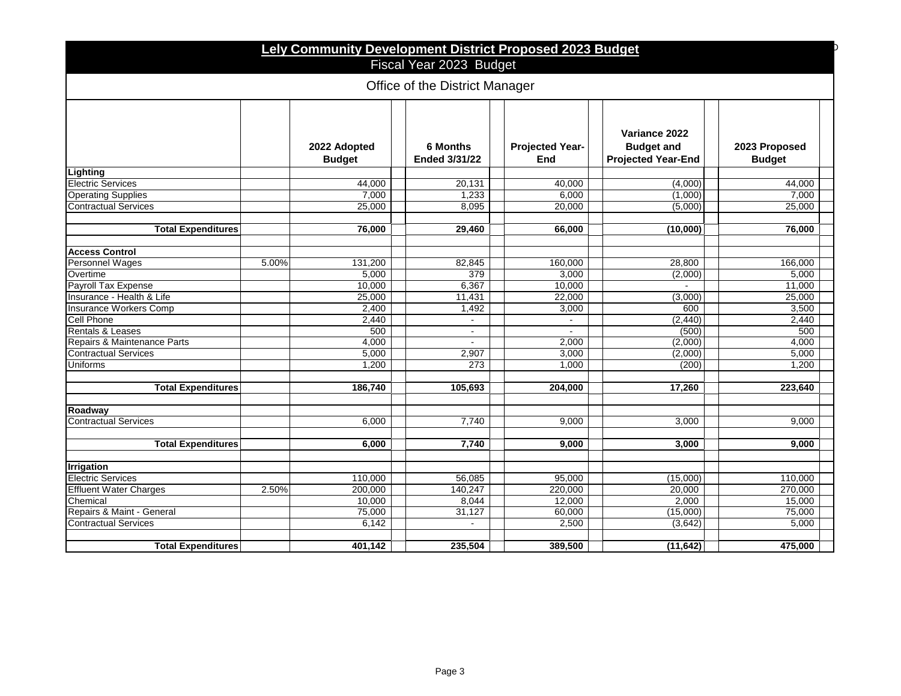# Lely Community Development District Proposed 2023 Budget

Fiscal Year 2023 Budget

## Office of the District Manager

| | | 2022 Adopted Budget | 6 Months Ended 3/31/22 | Projected Year-End | Variance 2022 Budget and Projected Year-End | 2023 Proposed Budget |
|---|---|---|---|---|---|---|
| **Lighting** | | | | | | |
| Electric Services | | 44,000 | 20,131 | 40,000 | (4,000) | 44,000 |
| Operating Supplies | | 7,000 | 1,233 | 6,000 | (1,000) | 7,000 |
| Contractual Services | | 25,000 | 8,095 | 20,000 | (5,000) | 25,000 |
| **Total Expenditures** | | **76,000** | **29,460** | **66,000** | **(10,000)** | **76,000** |
| **Access Control** | | | | | | |
| Personnel Wages | 5.00% | 131,200 | 82,845 | 160,000 | 28,800 | 166,000 |
| Overtime | | 5,000 | 379 | 3,000 | (2,000) | 5,000 |
| Payroll Tax Expense | | 10,000 | 6,367 | 10,000 | - | 11,000 |
| Insurance - Health & Life | | 25,000 | 11,431 | 22,000 | (3,000) | 25,000 |
| Insurance Workers Comp | | 2,400 | 1,492 | 3,000 | 600 | 3,500 |
| Cell Phone | | 2,440 | - | - | (2,440) | 2,440 |
| Rentals & Leases | | 500 | - | - | (500) | 500 |
| Repairs & Maintenance Parts | | 4,000 | - | 2,000 | (2,000) | 4,000 |
| Contractual Services | | 5,000 | 2,907 | 3,000 | (2,000) | 5,000 |
| Uniforms | | 1,200 | 273 | 1,000 | (200) | 1,200 |
| **Total Expenditures** | | **186,740** | **105,693** | **204,000** | **17,260** | **223,640** |
| **Roadway** | | | | | | |
| Contractual Services | | 6,000 | 7,740 | 9,000 | 3,000 | 9,000 |
| **Total Expenditures** | | **6,000** | **7,740** | **9,000** | **3,000** | **9,000** |
| **Irrigation** | | | | | | |
| Electric Services | | 110,000 | 56,085 | 95,000 | (15,000) | 110,000 |
| Effluent Water Charges | 2.50% | 200,000 | 140,247 | 220,000 | 20,000 | 270,000 |
| Chemical | | 10,000 | 8,044 | 12,000 | 2,000 | 15,000 |
| Repairs & Maint - General | | 75,000 | 31,127 | 60,000 | (15,000) | 75,000 |
| Contractual Services | | 6,142 | - | 2,500 | (3,642) | 5,000 |
| **Total Expenditures** | | **401,142** | **235,504** | **389,500** | **(11,642)** | **475,000** |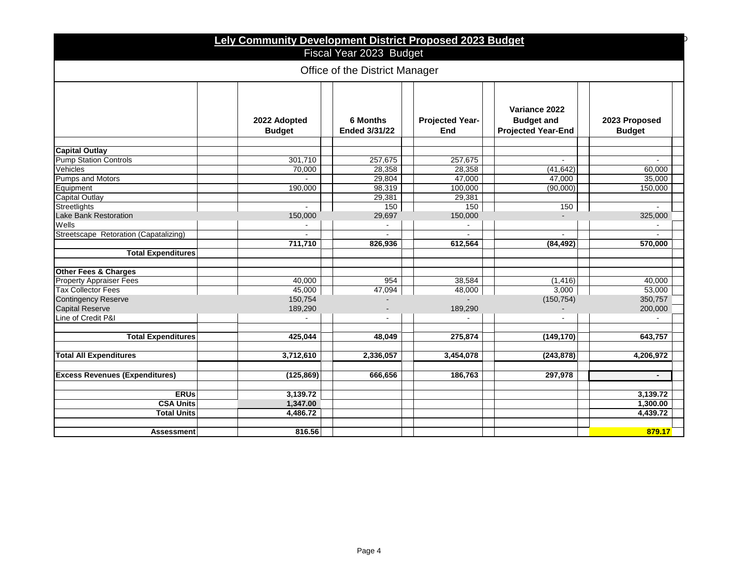# Lely Community Development District Proposed 2023 Budget

Fiscal Year 2023 Budget

## Office of the District Manager

| | 2022 Adopted Budget | 6 Months Ended 3/31/22 | Projected Year-End | Variance 2022 Budget and Projected Year-End | 2023 Proposed Budget |
|---|---|---|---|---|---|
| **Capital Outlay** | | | | | |
| Pump Station Controls | 301,710 | 257,675 | 257,675 | - | - |
| Vehicles | 70,000 | 28,358 | 28,358 | (41,642) | 60,000 |
| Pumps and Motors | - | 29,804 | 47,000 | 47,000 | 35,000 |
| Equipment | 190,000 | 98,319 | 100,000 | (90,000) | 150,000 |
| Capital Outlay | | 29,381 | 29,381 | | |
| Streetlights | - | 150 | 150 | 150 | - |
| Lake Bank Restoration | 150,000 | 29,697 | 150,000 | - | 325,000 |
| Wells | - | - | - | | - |
| Streetscape Retoration (Capatalizing) | - | - | - | - | - |
| | **711,710** | **826,936** | **612,564** | **(84,492)** | **570,000** |
| **Total Expenditures** | | | | | |
| **Other Fees & Charges** | | | | | |
| Property Appraiser Fees | 40,000 | 954 | 38,584 | (1,416) | 40,000 |
| Tax Collector Fees | 45,000 | 47,094 | 48,000 | 3,000 | 53,000 |
| Contingency Reserve | 150,754 | - | - | (150,754) | 350,757 |
| Capital Reserve | 189,290 | - | 189,290 | - | 200,000 |
| Line of Credit P&I | - | - | - | - | - |
| **Total Expenditures** | **425,044** | **48,049** | **275,874** | **(149,170)** | **643,757** |
| **Total All Expenditures** | **3,712,610** | **2,336,057** | **3,454,078** | **(243,878)** | **4,206,972** |
| **Excess Revenues (Expenditures)** | **(125,869)** | **666,656** | **186,763** | **297,978** | **-** |
| **ERUs** | **3,139.72** | | | | **3,139.72** |
| **CSA Units** | **1,347.00** | | | | **1,300.00** |
| **Total Units** | **4,486.72** | | | | **4,439.72** |
| **Assessment** | **816.56** | | | | **879.17** |